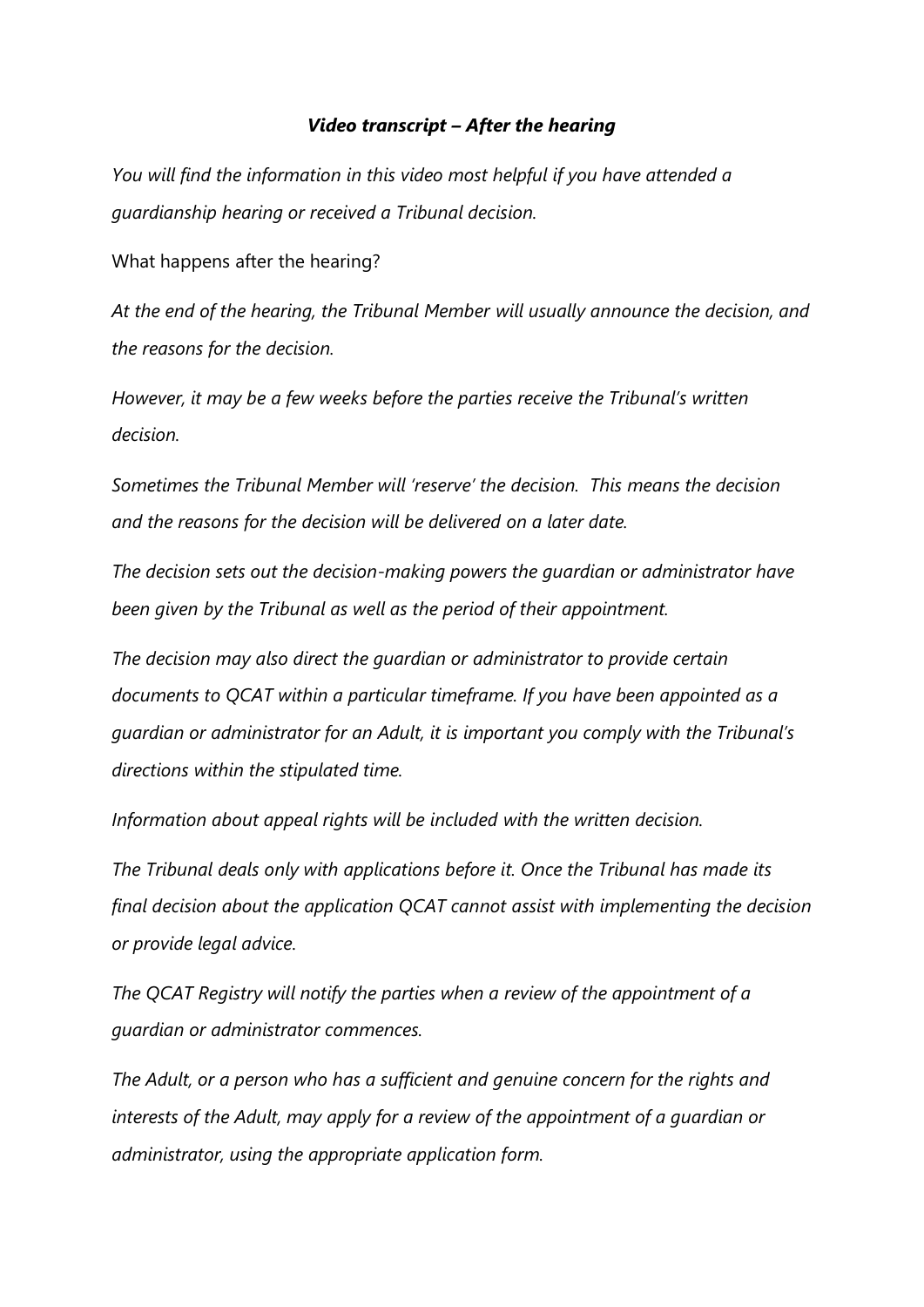# *Video transcript – After the hearing*

*You will find the information in this video most helpful if you have attended a guardianship hearing or received a Tribunal decision.*

What happens after the hearing?

*At the end of the hearing, the Tribunal Member will usually announce the decision, and the reasons for the decision.*

*However, it may be a few weeks before the parties receive the Tribunal's written decision.*

*Sometimes the Tribunal Member will 'reserve' the decision. This means the decision and the reasons for the decision will be delivered on a later date.*

*The decision sets out the decision-making powers the guardian or administrator have been given by the Tribunal as well as the period of their appointment.*

*The decision may also direct the guardian or administrator to provide certain documents to QCAT within a particular timeframe. If you have been appointed as a guardian or administrator for an Adult, it is important you comply with the Tribunal's directions within the stipulated time.*

*Information about appeal rights will be included with the written decision.*

*The Tribunal deals only with applications before it. Once the Tribunal has made its final decision about the application QCAT cannot assist with implementing the decision or provide legal advice.*

*The QCAT Registry will notify the parties when a review of the appointment of a guardian or administrator commences.*

*The Adult, or a person who has a sufficient and genuine concern for the rights and interests of the Adult, may apply for a review of the appointment of a guardian or administrator, using the appropriate application form.*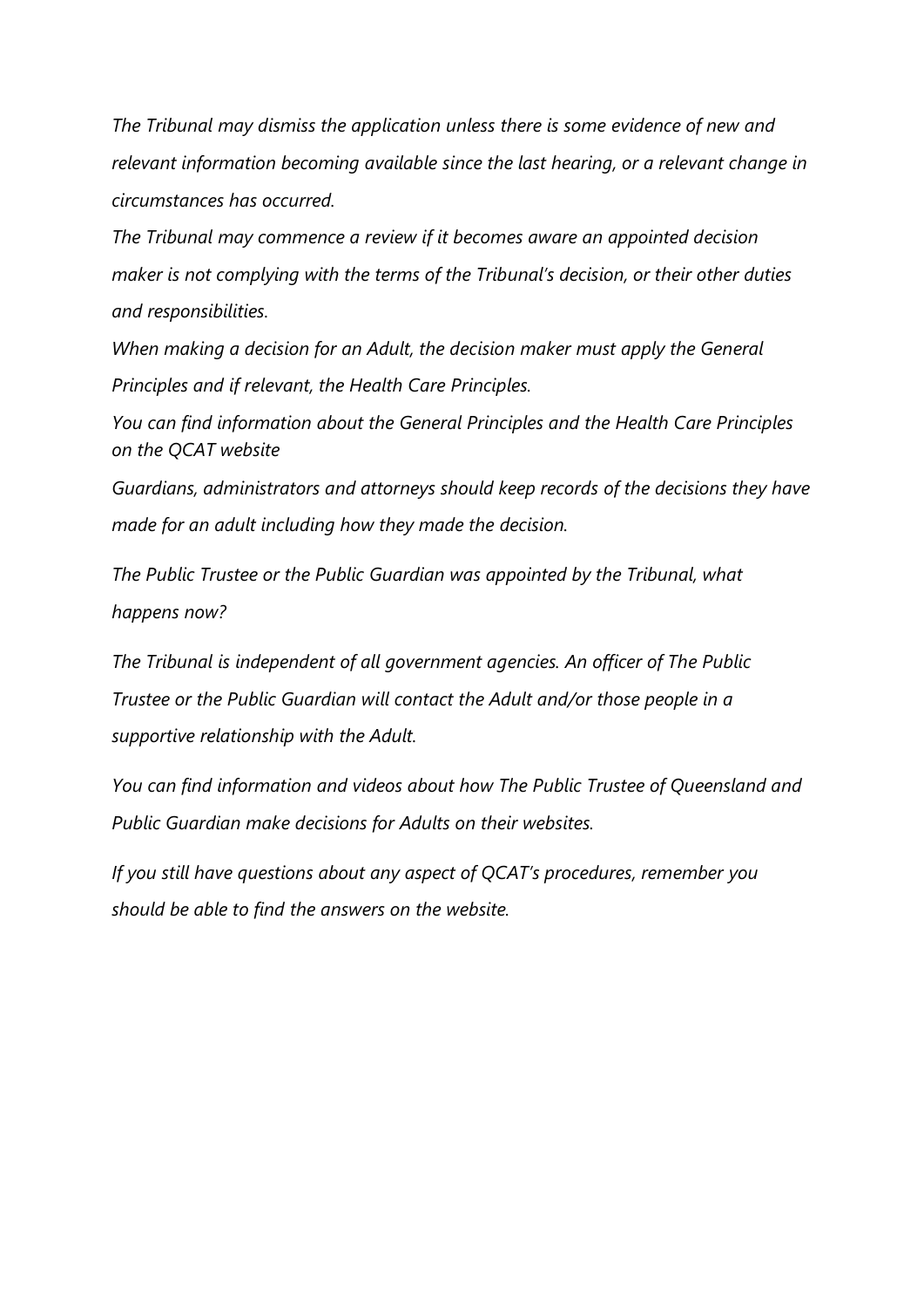*The Tribunal may dismiss the application unless there is some evidence of new and relevant information becoming available since the last hearing, or a relevant change in circumstances has occurred.*

*The Tribunal may commence a review if it becomes aware an appointed decision maker is not complying with the terms of the Tribunal's decision, or their other duties and responsibilities.*

*When making a decision for an Adult, the decision maker must apply the General Principles and if relevant, the Health Care Principles.*

*You can find information about the General Principles and the Health Care Principles on the QCAT website*

*Guardians, administrators and attorneys should keep records of the decisions they have made for an adult including how they made the decision.*

*The Public Trustee or the Public Guardian was appointed by the Tribunal, what happens now?*

*The Tribunal is independent of all government agencies. An officer of The Public Trustee or the Public Guardian will contact the Adult and/or those people in a supportive relationship with the Adult.*

*You can find information and videos about how The Public Trustee of Queensland and Public Guardian make decisions for Adults on their websites.*

*If you still have questions about any aspect of QCAT's procedures, remember you should be able to find the answers on the website.*